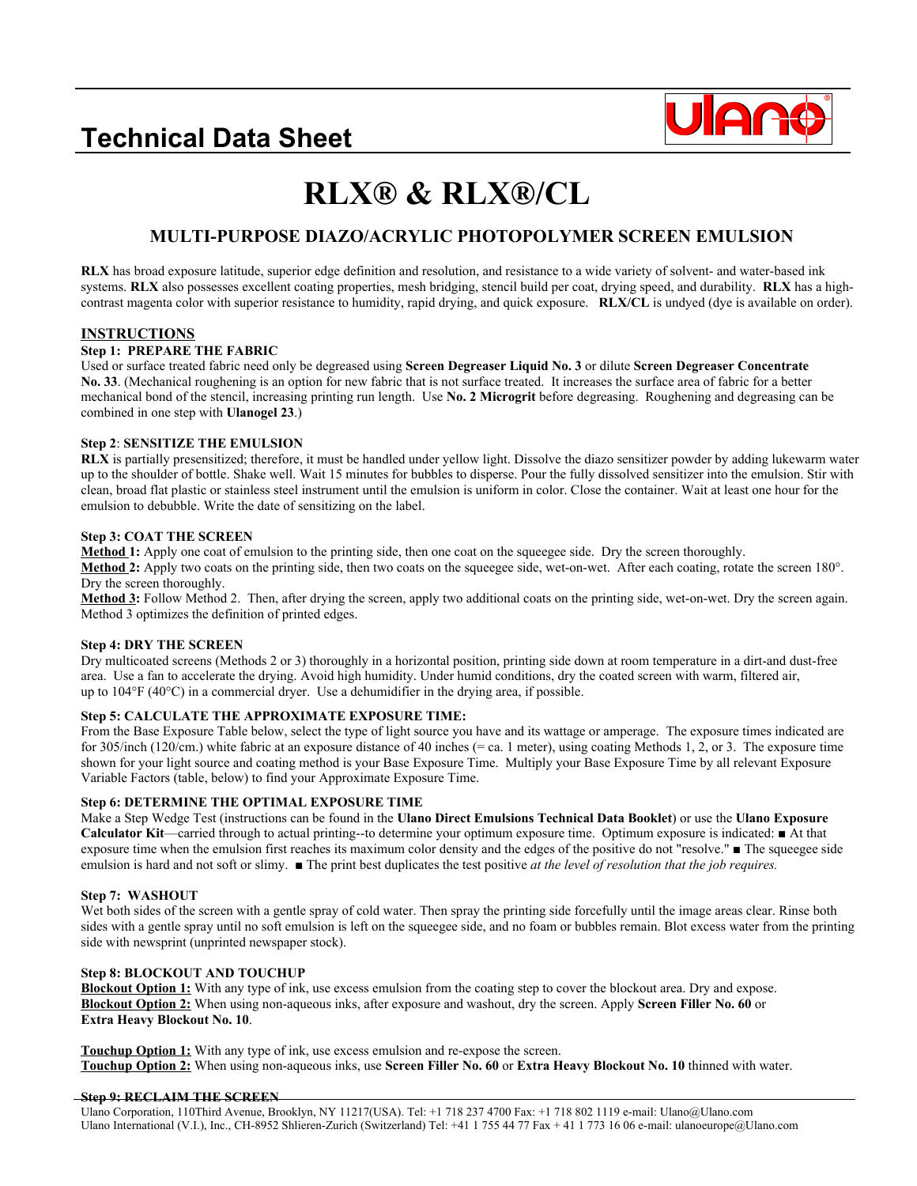# Technical Data Sheet

# RLX® & RLX®/CL

## MULTI-PURPOSE DIAZO/ACRYLIC PHOTOPOLYMER SCREEN EMULSION

**RLX** has broad exposure latitude, superior edge definition and resolution, and resistance to a wide variety of solvent- and water-based ink systems. **RLX** also possesses excellent coating properties, mesh bridging, stencil build per coat, drying speed, and durability. **RLX** has a high-contrast magenta color with superior resistance to humidity, rapid drying, and quick exposure. **RLX/CL** is undyed (dye is available on order).

### INSTRUCTIONS

**Step 1: PREPARE THE FABRIC**

Used or surface treated fabric need only be degreased using **Screen Degreaser Liquid No. 3** or dilute **Screen Degreaser Concentrate No. 33**. (Mechanical roughening is an option for new fabric that is not surface treated. It increases the surface area of fabric for a better mechanical bond of the stencil, increasing printing run length. Use **No. 2 Microgrit** before degreasing. Roughening and degreasing can be combined in one step with **Ulanogel 23**.)

**Step 2: SENSITIZE THE EMULSION**

**RLX** is partially presensitized; therefore, it must be handled under yellow light. Dissolve the diazo sensitizer powder by adding lukewarm water up to the shoulder of bottle. Shake well. Wait 15 minutes for bubbles to disperse. Pour the fully dissolved sensitizer into the emulsion. Stir with clean, broad flat plastic or stainless steel instrument until the emulsion is uniform in color. Close the container. Wait at least one hour for the emulsion to debubble. Write the date of sensitizing on the label.

**Step 3: COAT THE SCREEN**

**Method 1:** Apply one coat of emulsion to the printing side, then one coat on the squeegee side. Dry the screen thoroughly.
**Method 2:** Apply two coats on the printing side, then two coats on the squeegee side, wet-on-wet. After each coating, rotate the screen 180°. Dry the screen thoroughly.
**Method 3:** Follow Method 2. Then, after drying the screen, apply two additional coats on the printing side, wet-on-wet. Dry the screen again. Method 3 optimizes the definition of printed edges.

**Step 4: DRY THE SCREEN**

Dry multicoated screens (Methods 2 or 3) thoroughly in a horizontal position, printing side down at room temperature in a dirt-and dust-free area. Use a fan to accelerate the drying. Avoid high humidity. Under humid conditions, dry the coated screen with warm, filtered air, up to 104°F (40°C) in a commercial dryer. Use a dehumidifier in the drying area, if possible.

**Step 5: CALCULATE THE APPROXIMATE EXPOSURE TIME:**

From the Base Exposure Table below, select the type of light source you have and its wattage or amperage. The exposure times indicated are for 305/inch (120/cm.) white fabric at an exposure distance of 40 inches (= ca. 1 meter), using coating Methods 1, 2, or 3. The exposure time shown for your light source and coating method is your Base Exposure Time. Multiply your Base Exposure Time by all relevant Exposure Variable Factors (table, below) to find your Approximate Exposure Time.

**Step 6: DETERMINE THE OPTIMAL EXPOSURE TIME**

Make a Step Wedge Test (instructions can be found in the **Ulano Direct Emulsions Technical Data Booklet**) or use the **Ulano Exposure Calculator Kit**—carried through to actual printing--to determine your optimum exposure time. Optimum exposure is indicated: ■ At that exposure time when the emulsion first reaches its maximum color density and the edges of the positive do not "resolve." ■ The squeegee side emulsion is hard and not soft or slimy. ■ The print best duplicates the test positive *at the level of resolution that the job requires.*

**Step 7: WASHOUT**

Wet both sides of the screen with a gentle spray of cold water. Then spray the printing side forcefully until the image areas clear. Rinse both sides with a gentle spray until no soft emulsion is left on the squeegee side, and no foam or bubbles remain. Blot excess water from the printing side with newsprint (unprinted newspaper stock).

**Step 8: BLOCKOUT AND TOUCHUP**

**Blockout Option 1:** With any type of ink, use excess emulsion from the coating step to cover the blockout area. Dry and expose.
**Blockout Option 2:** When using non-aqueous inks, after exposure and washout, dry the screen. Apply **Screen Filler No. 60** or **Extra Heavy Blockout No. 10**.

**Touchup Option 1:** With any type of ink, use excess emulsion and re-expose the screen.
**Touchup Option 2:** When using non-aqueous inks, use **Screen Filler No. 60** or **Extra Heavy Blockout No. 10** thinned with water.

**Step 9: RECLAIM THE SCREEN**

Ulano Corporation, 110Third Avenue, Brooklyn, NY 11217(USA). Tel: +1 718 237 4700 Fax: +1 718 802 1119 e-mail: Ulano@Ulano.com
Ulano International (V.I.), Inc., CH-8952 Shlieren-Zurich (Switzerland) Tel: +41 1 755 44 77 Fax + 41 1 773 16 06 e-mail: ulanoeurope@Ulano.com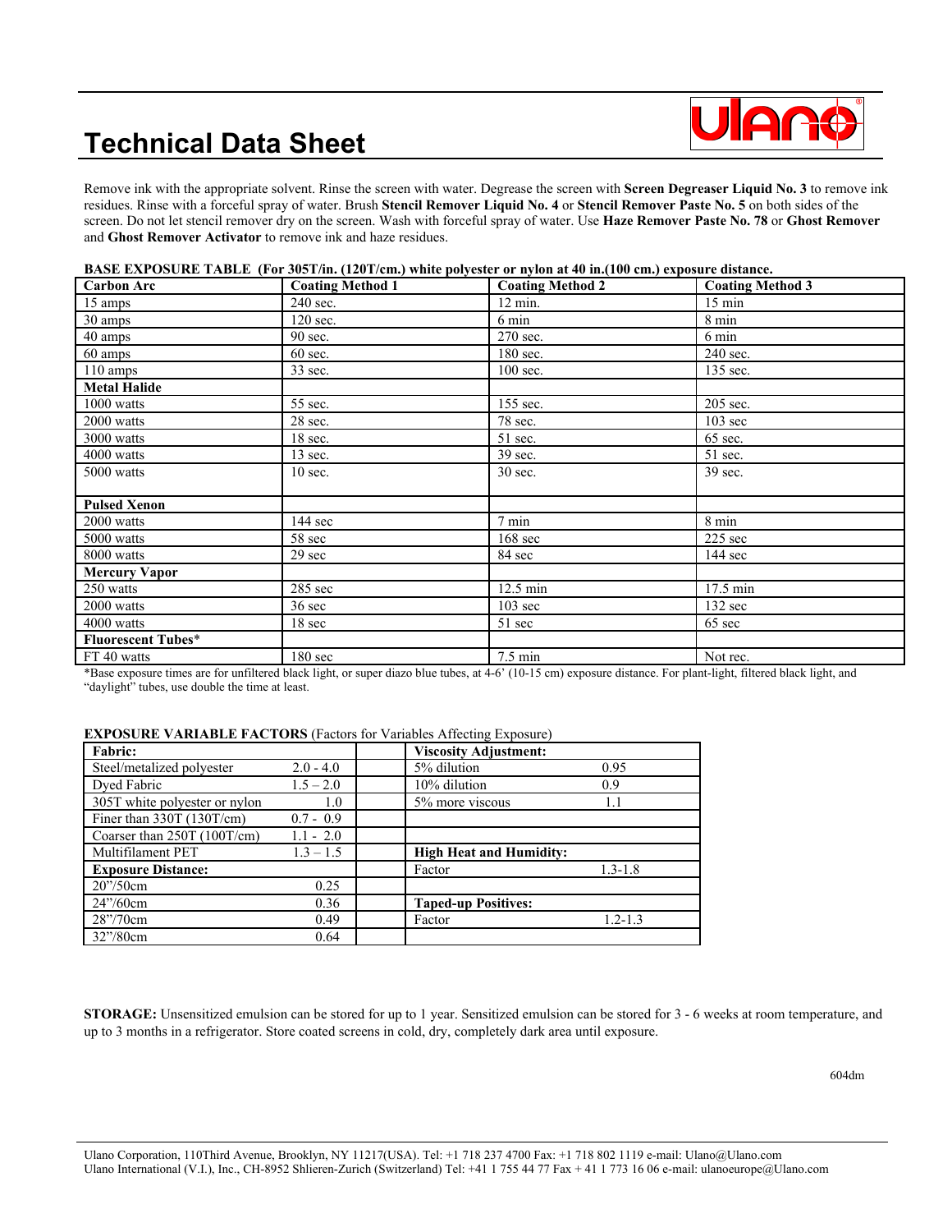# Technical Data Sheet

Remove ink with the appropriate solvent. Rinse the screen with water. Degrease the screen with **Screen Degreaser Liquid No. 3** to remove ink residues. Rinse with a forceful spray of water. Brush **Stencil Remover Liquid No. 4** or **Stencil Remover Paste No. 5** on both sides of the screen. Do not let stencil remover dry on the screen. Wash with forceful spray of water. Use **Haze Remover Paste No. 78** or **Ghost Remover** and **Ghost Remover Activator** to remove ink and haze residues.

**BASE EXPOSURE TABLE (For 305T/in. (120T/cm.) white polyester or nylon at 40 in.(100 cm.) exposure distance.**

| **Carbon Arc** | **Coating Method 1** | **Coating Method 2** | **Coating Method 3** |
|---|---|---|---|
| 15 amps | 240 sec. | 12 min. | 15 min |
| 30 amps | 120 sec. | 6 min | 8 min |
| 40 amps | 90 sec. | 270 sec. | 6 min |
| 60 amps | 60 sec. | 180 sec. | 240 sec. |
| 110 amps | 33 sec. | 100 sec. | 135 sec. |
| **Metal Halide** | | | |
| 1000 watts | 55 sec. | 155 sec. | 205 sec. |
| 2000 watts | 28 sec. | 78 sec. | 103 sec |
| 3000 watts | 18 sec. | 51 sec. | 65 sec. |
| 4000 watts | 13 sec. | 39 sec. | 51 sec. |
| 5000 watts | 10 sec. | 30 sec. | 39 sec. |
| **Pulsed Xenon** | | | |
| 2000 watts | 144 sec | 7 min | 8 min |
| 5000 watts | 58 sec | 168 sec | 225 sec |
| 8000 watts | 29 sec | 84 sec | 144 sec |
| **Mercury Vapor** | | | |
| 250 watts | 285 sec | 12.5 min | 17.5 min |
| 2000 watts | 36 sec | 103 sec | 132 sec |
| 4000 watts | 18 sec | 51 sec | 65 sec |
| **Fluorescent Tubes*** | | | |
| FT 40 watts | 180 sec | 7.5 min | Not rec. |

*Base exposure times are for unfiltered black light, or super diazo blue tubes, at 4-6' (10-15 cm) exposure distance. For plant-light, filtered black light, and "daylight" tubes, use double the time at least.

**EXPOSURE VARIABLE FACTORS** (Factors for Variables Affecting Exposure)

| **Fabric:** | | | **Viscosity Adjustment:** | |
|---|---|---|---|---|
| Steel/metalized polyester | 2.0 - 4.0 | | 5% dilution | 0.95 |
| Dyed Fabric | 1.5 – 2.0 | | 10% dilution | 0.9 |
| 305T white polyester or nylon | 1.0 | | 5% more viscous | 1.1 |
| Finer than 330T (130T/cm) | 0.7 - 0.9 | | | |
| Coarser than 250T (100T/cm) | 1.1 - 2.0 | | | |
| Multifilament PET | 1.3 – 1.5 | | **High Heat and Humidity:** | |
| **Exposure Distance:** | | | Factor | 1.3-1.8 |
| 20"/50cm | 0.25 | | | |
| 24"/60cm | 0.36 | | **Taped-up Positives:** | |
| 28"/70cm | 0.49 | | Factor | 1.2-1.3 |
| 32"/80cm | 0.64 | | | |

**STORAGE:** Unsensitized emulsion can be stored for up to 1 year. Sensitized emulsion can be stored for 3 - 6 weeks at room temperature, and up to 3 months in a refrigerator. Store coated screens in cold, dry, completely dark area until exposure.

604dm

Ulano Corporation, 110Third Avenue, Brooklyn, NY 11217(USA). Tel: +1 718 237 4700 Fax: +1 718 802 1119 e-mail: Ulano@Ulano.com
Ulano International (V.I.), Inc., CH-8952 Shlieren-Zurich (Switzerland) Tel: +41 1 755 44 77 Fax + 41 1 773 16 06 e-mail: ulanoeurope@Ulano.com